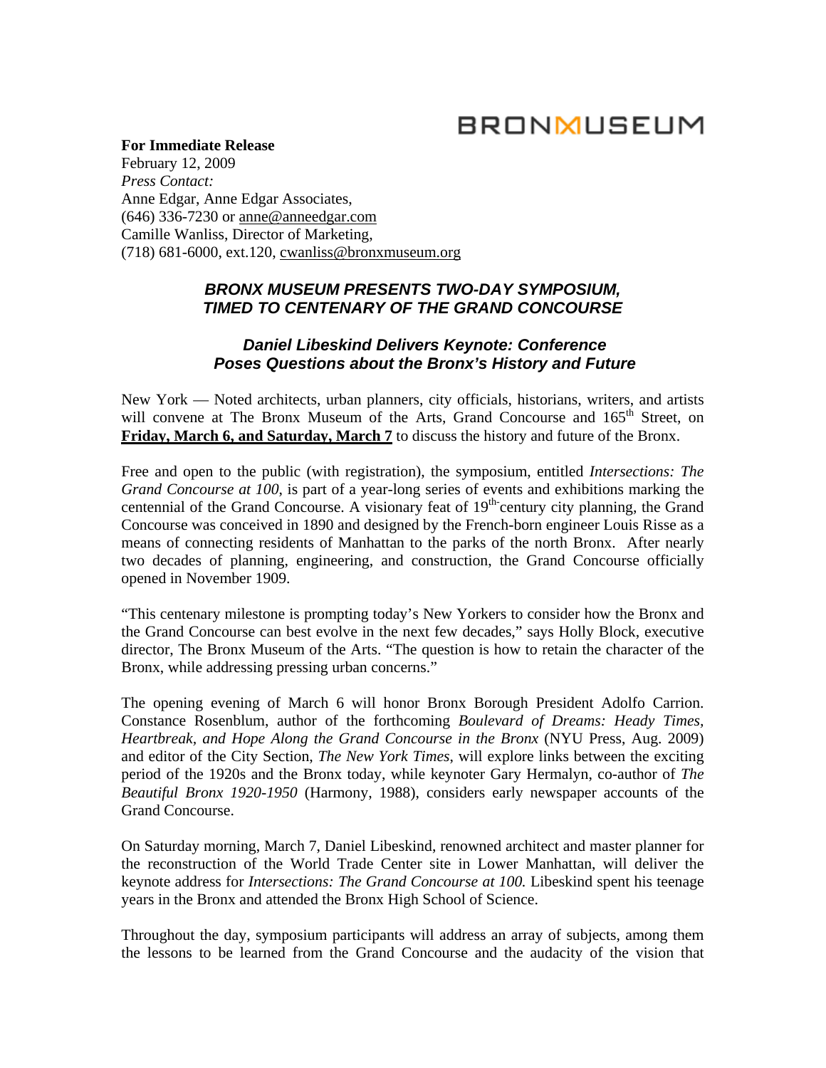BRONXMUSEUM

**For Immediate Release**
February 12, 2009
*Press Contact:*
Anne Edgar, Anne Edgar Associates,
(646) 336-7230 or anne@anneedgar.com
Camille Wanliss, Director of Marketing,
(718) 681-6000, ext.120, cwanliss@bronxmuseum.org

## *BRONX MUSEUM PRESENTS TWO-DAY SYMPOSIUM, TIMED TO CENTENARY OF THE GRAND CONCOURSE*

### *Daniel Libeskind Delivers Keynote: Conference Poses Questions about the Bronx's History and Future*

New York — Noted architects, urban planners, city officials, historians, writers, and artists will convene at The Bronx Museum of the Arts, Grand Concourse and 165th Street, on **Friday, March 6, and Saturday, March 7** to discuss the history and future of the Bronx.

Free and open to the public (with registration), the symposium, entitled *Intersections: The Grand Concourse at 100*, is part of a year-long series of events and exhibitions marking the centennial of the Grand Concourse. A visionary feat of 19th-century city planning, the Grand Concourse was conceived in 1890 and designed by the French-born engineer Louis Risse as a means of connecting residents of Manhattan to the parks of the north Bronx. After nearly two decades of planning, engineering, and construction, the Grand Concourse officially opened in November 1909.

"This centenary milestone is prompting today's New Yorkers to consider how the Bronx and the Grand Concourse can best evolve in the next few decades," says Holly Block, executive director, The Bronx Museum of the Arts. "The question is how to retain the character of the Bronx, while addressing pressing urban concerns."

The opening evening of March 6 will honor Bronx Borough President Adolfo Carrion. Constance Rosenblum, author of the forthcoming *Boulevard of Dreams: Heady Times, Heartbreak, and Hope Along the Grand Concourse in the Bronx* (NYU Press, Aug. 2009) and editor of the City Section, *The New York Times*, will explore links between the exciting period of the 1920s and the Bronx today, while keynoter Gary Hermalyn, co-author of *The Beautiful Bronx 1920-1950* (Harmony, 1988), considers early newspaper accounts of the Grand Concourse.

On Saturday morning, March 7, Daniel Libeskind, renowned architect and master planner for the reconstruction of the World Trade Center site in Lower Manhattan, will deliver the keynote address for *Intersections: The Grand Concourse at 100.* Libeskind spent his teenage years in the Bronx and attended the Bronx High School of Science.

Throughout the day, symposium participants will address an array of subjects, among them the lessons to be learned from the Grand Concourse and the audacity of the vision that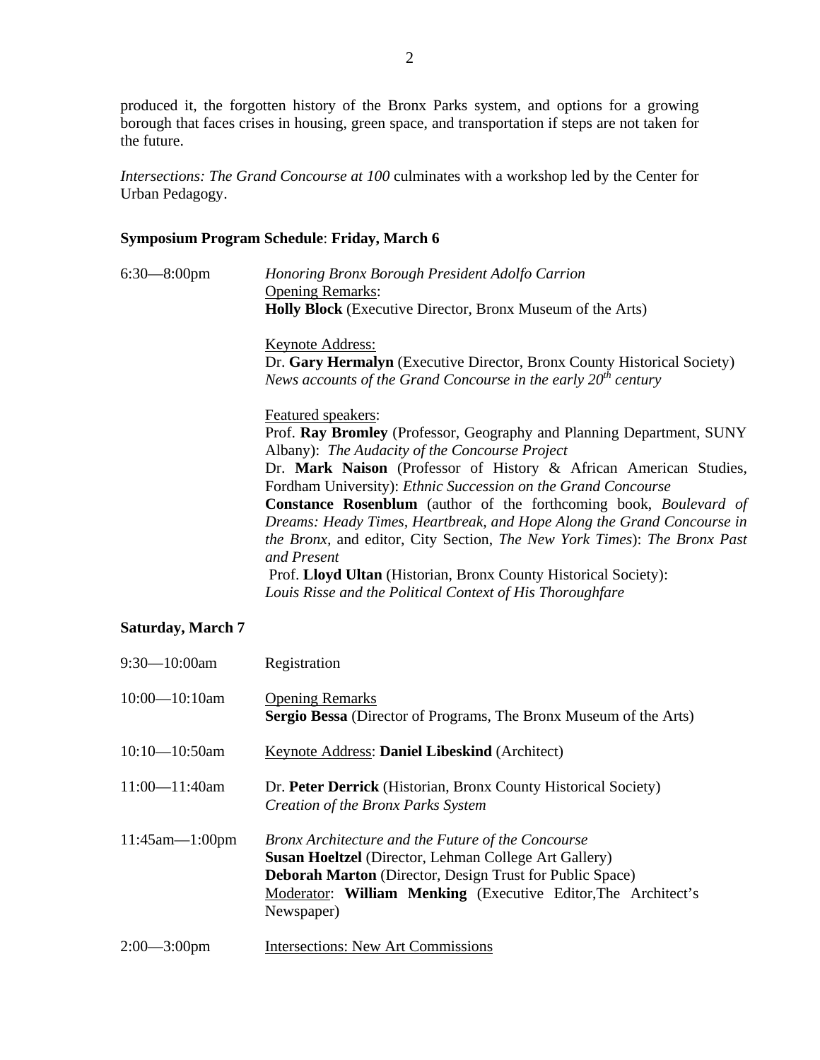produced it, the forgotten history of the Bronx Parks system, and options for a growing borough that faces crises in housing, green space, and transportation if steps are not taken for the future.

*Intersections: The Grand Concourse at 100* culminates with a workshop led by the Center for Urban Pedagogy.

**Symposium Program Schedule**: **Friday, March 6**

6:30—8:00pm

*Honoring Bronx Borough President Adolfo Carrion*

Opening Remarks:
**Holly Block** (Executive Director, Bronx Museum of the Arts)

Keynote Address:
Dr. **Gary Hermalyn** (Executive Director, Bronx County Historical Society)
*News accounts of the Grand Concourse in the early 20th century*

Featured speakers:
Prof. **Ray Bromley** (Professor, Geography and Planning Department, SUNY Albany): *The Audacity of the Concourse Project*
Dr. **Mark Naison** (Professor of History & African American Studies, Fordham University): *Ethnic Succession on the Grand Concourse*
**Constance Rosenblum** (author of the forthcoming book, *Boulevard of Dreams: Heady Times, Heartbreak, and Hope Along the Grand Concourse in the Bronx*, and editor, City Section, *The New York Times*): *The Bronx Past and Present*
Prof. **Lloyd Ultan** (Historian, Bronx County Historical Society): *Louis Risse and the Political Context of His Thoroughfare*

**Saturday, March 7**

9:30—10:00am — Registration

10:00—10:10am — Opening Remarks
**Sergio Bessa** (Director of Programs, The Bronx Museum of the Arts)

10:10—10:50am — Keynote Address: **Daniel Libeskind** (Architect)

11:00—11:40am — Dr. **Peter Derrick** (Historian, Bronx County Historical Society)
*Creation of the Bronx Parks System*

11:45am—1:00pm — *Bronx Architecture and the Future of the Concourse*
**Susan Hoeltzel** (Director, Lehman College Art Gallery)
**Deborah Marton** (Director, Design Trust for Public Space)
Moderator: **William Menking** (Executive Editor,The Architect's Newspaper)

2:00—3:00pm — Intersections: New Art Commissions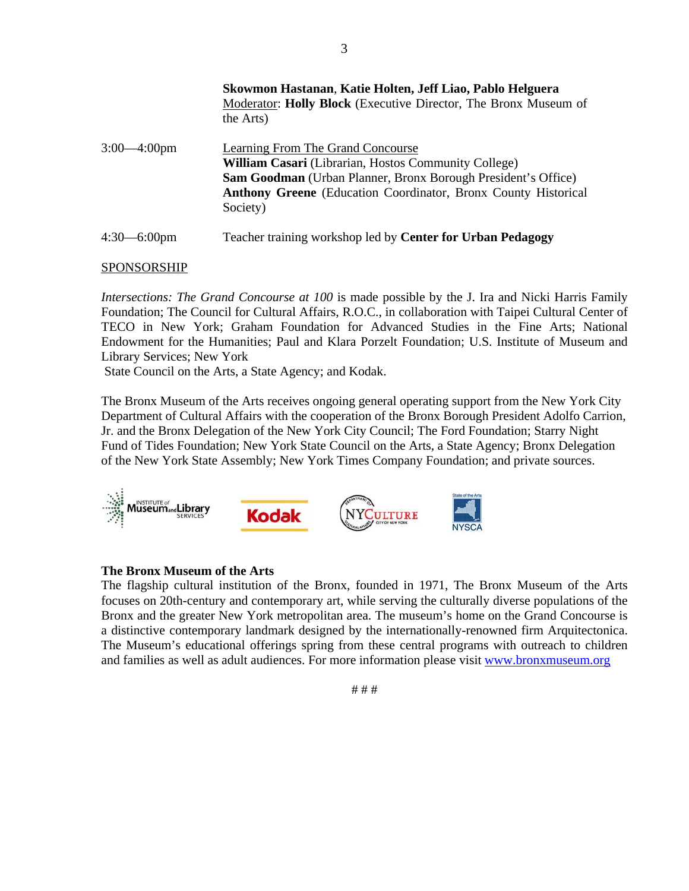| | |
|---|---|
| | **Skowmon Hastanan**, **Katie Holten, Jeff Liao, Pablo Helguera**<br>Moderator: **Holly Block** (Executive Director, The Bronx Museum of the Arts) |
| 3:00—4:00pm | Learning From The Grand Concourse<br>**William Casari** (Librarian, Hostos Community College)<br>**Sam Goodman** (Urban Planner, Bronx Borough President's Office)<br>**Anthony Greene** (Education Coordinator, Bronx County Historical Society) |
| 4:30—6:00pm | Teacher training workshop led by **Center for Urban Pedagogy** |

SPONSORSHIP

*Intersections: The Grand Concourse at 100* is made possible by the J. Ira and Nicki Harris Family Foundation; The Council for Cultural Affairs, R.O.C., in collaboration with Taipei Cultural Center of TECO in New York; Graham Foundation for Advanced Studies in the Fine Arts; National Endowment for the Humanities; Paul and Klara Porzelt Foundation; U.S. Institute of Museum and Library Services; New York State Council on the Arts, a State Agency; and Kodak.

The Bronx Museum of the Arts receives ongoing general operating support from the New York City Department of Cultural Affairs with the cooperation of the Bronx Borough President Adolfo Carrion, Jr. and the Bronx Delegation of the New York City Council; The Ford Foundation; Starry Night Fund of Tides Foundation; New York State Council on the Arts, a State Agency; Bronx Delegation of the New York State Assembly; New York Times Company Foundation; and private sources.

**The Bronx Museum of the Arts**
The flagship cultural institution of the Bronx, founded in 1971, The Bronx Museum of the Arts focuses on 20th-century and contemporary art, while serving the culturally diverse populations of the Bronx and the greater New York metropolitan area. The museum's home on the Grand Concourse is a distinctive contemporary landmark designed by the internationally-renowned firm Arquitectonica. The Museum's educational offerings spring from these central programs with outreach to children and families as well as adult audiences. For more information please visit www.bronxmuseum.org

# # #